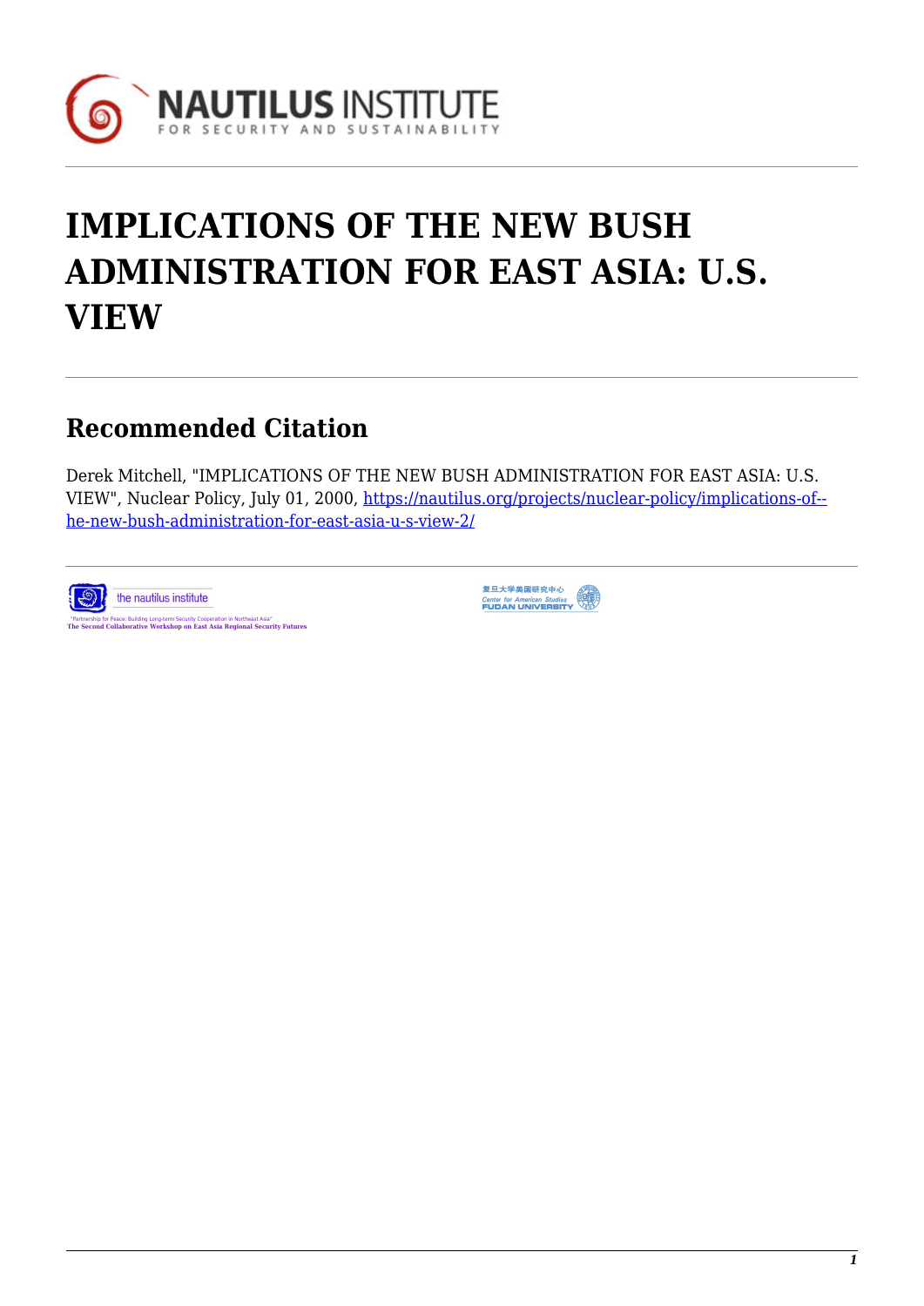# IMPLICATIONS OF THE NEW BUSH ADMINISTRATION FOR EAST ASIA: U.S. VIEW

## Recommended Citation

Derek Mitchell, "IMPLICATIONS OF THE NEW BUSH ADMINISTRATION FOR EAST ASIA: U.S. VIEW", Nuclear Policy, July 01, 2000, https://nautilus.org/projects/nuclear-policy/implications-of--he-new-bush-administration-for-east-asia-u-s-view-2/

the nautilus institute

"Partnership for Peace: Building Long-term Security Cooperation in Northeast Asia"
**The Second Collaborative Workshop on East Asia Regional Security Futures**

复旦大学美国研究中心
Center for American Studies
FUDAN UNIVERSITY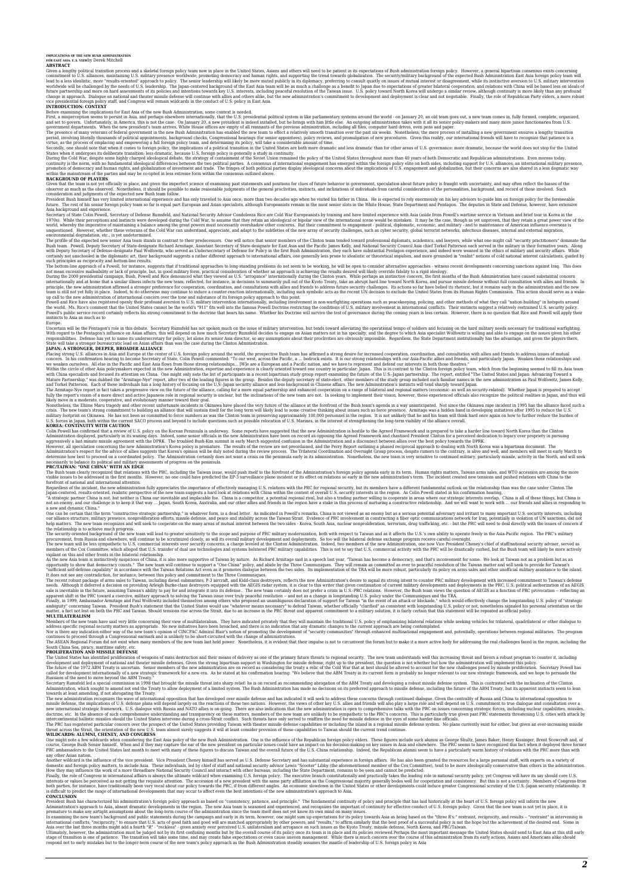**IMPLICATIONS OF THE NEW BUSH ADMINISTRATION FOR EAST ASIA: U.S. view** by Derek Mitchell

**ABSTRACT**

Given a lengthy political transition process and a skeletal foreign policy team now in place in the United States, Asians and others will need to be patient in its expectations of Bush administration foreign policy. However, a general bipartisan consensus exists concerning commitment to U.S. alliances, maintaining U.S. military presence worldwide, promoting democracy and human rights, and supporting the trend towards globalization. The security/military background of the expected Bush Administration East Asia foreign policy team will lead to a less idealistic, more "results-oriented" approach to policy. The senior leadership will likely be more muted publicly in its diplomacy, preferring to consult quietly on issues of mutual interest or disagreement, while its instinctive aversion to U.S. military intervention worldwide will be challenged by the needs of U.S. leadership. The Japan-centered background of the East Asia team will be as much a challenge as a benefit to Japan due to expectations of greater bilateral cooperation, and relations with China will be based less on ideals of future partnership and more on hard assessments of its policies and intentions towards key U.S. interests, including peaceful resolution of the Taiwan issue. U.S. policy toward North Korea will undergo a similar review, although continuity is more likely than any profound change in approach. Dialogue on national and theater missile defense will continue with allies and others alike, but the new administration's commitment to development and deployment is clear and not negotiable. Finally, the role of Republican Party elders, a more robust vice presidential foreign policy staff, and Congress will remain wildcards in the conduct of U.S. policy in East Asia.

**INTRODUCTION: CONTEXT**

Before examining the implications for East Asia of the new Bush Administration, some context is needed.

First, a misperception seems to persist in Asia, and perhaps elsewhere internationally, that the U.S. presidential political system is like parliamentary systems around the world - on January 20, an old team goes out, a new team comes in, fully formed, complete, organized, and set to govern. Unfortunately, in America, this is not the case. On January 20, a new president is indeed installed, but he brings with him little else. An outgoing administration takes with it all its senior policy-makers and many more junior functionaries from U.S. government departments. When the new president's team arrives, White House offices are empty of all remnants of the previous administration, including all files, computer hard drives, even pens and paper.

The presence of many veterans of federal government in the new Bush Administration has enabled the new team to effect a relatively smooth transition over the past six weeks. Nonetheless, the mere process of installing a new government ensures a lengthy transition period, involving literally thousands of political appointments, background checks, Congressional hearings (for senior appointees), policy reviews, and promulgation of new procedures. Given this reality, our international friends will have to recognize that patience is a virtue, as the process of emplacing and empowering a full foreign policy team, and determining its policy, will take a considerable amount of time.

Secondly, one should note that when it comes to foreign policy, the implications of a political transition in the United States are both more dramatic and less dramatic than for other areas of U.S. governance: more dramatic, because the world does not stop for the United States when it undergoes its deliberate transition; less dramatic, because U.S. foreign policy is generally a study in continuity.

During the Cold War, despite some highly charged ideological debate, the strategy of containment of the Soviet Union remained the policy of the United States throughout more than 40 years of both Democratic and Republican administrations. Even moreso today, continuity is the norm, with no fundamental ideological differences between the two political parties. A consensus of international engagement has emerged within the foreign policy elite on both sides, including support for U.S. alliances, an international military presence, promotion of democracy and human rights, and globalization of investment and trade. The fringes of both political parties display ideological concerns about the implications of U.S. engagement and globalization, but their concerns are also shared in a less dogmatic way within the mainstream of the parties and may be co-opted in less extreme form within the consensus outlined above.

**BACKGROUND OF PLAYERS**

Given that the team is not yet officially in place, and given the imperfect science of examining past statements and positions for clues of future behavior in government, speculation about future policy is fraught with uncertainty, and may often reflect the biases of the observer as much as the observed. Nonetheless, it should be possible to make reasonable judgments of the general proclivities, instincts, and inclinations of individuals from careful consideration of the personalities, background, and record of those involved. Such consideration and judgments of the expected new Bush team follow.

President Bush himself has very limited international experience and has only traveled to Asia once, more than two decades ago when he visited his father in China. He is expected to rely enormously on his key advisors to guide him on foreign policy for the foreseeable future. The rest of his senior foreign policy team so far is equal part European and Asian specialists, although Europeanists remain in the most senior slots in the White House, State Department and Pentagon. The deputies in State and Defense, however, have extensive Asia background and experience.

Secretary of State Colin Powell, Secretary of Defense Rumsfeld, and National Security Advisor Condoleeza Rice are Cold War Europeanists by training and have limited experience with Asia (aside from Powell's wartime service in Vietnam and brief tour in Korea in the 1970s). While their perceptions and instincts were developed during the Cold War, to assume that they retain an ideological or bipolar view of the international scene would be mistaken. It may be the case, though as yet unproven, that they retain a great power view of the world, whereby the imperative of maintaining a balance among the great powers must necessarily overshadow other concerns. But their commitment to engagement - political, diplomatic, economic, and military - and to maintenance of American influence overseas is unquestioned. However, whether these veterans of the Cold War can understand, appreciate, and adapt to the subtleties of the new array of security challenges, such as cyber security, global terrorist networks, infectious diseases, internal and external migration, environmental degradation, etc., is yet undetermined.

The profile of the expected new senior Asia team stands in contrast to their predecessors. One will notice that senior members of the Clinton team tended toward professional diplomats, academics, and lawyers, while what one might call "security practitioners" dominate the Bush team. Powell, Deputy Secretary of State-designate Richard Armitage, Assistant Secretary of State-designate for East Asia and the Pacific James Kelly, and National Security Council Asia chief Torkel Patterson each served in the military in their formative years. Along with Deputy Secretary of Defense-designate Paul Wolfowitz, who served as Undersecretary of Defense for Policy in the first Bush Administration, they each have substantial Pentagon experience, and indeed were weaned in the ethics of military and security affairs. While certainly not unschooled in the diplomatic art, their background suggests a rather different approach to international affairs, one generally less prone to idealistic or theoretical impulses, and more grounded in "realist" notions of cold national interest calculations, guided by such principles as reciprocity and bottom-line results.

The bottom-line approach of a Powell, for instance, suggests that if traditional approaches to long-standing problems do not seem to be working, he will be open to consider alternative approaches - witness recent developments concerning sanctions against Iraq. This does not mean excessive malleability or lack of principle, but, in good military form, practical consideration of whether an approach is achieving the results desired will likely override fidelity to a rigid ideology.

During the 2000 presidential campaign, Bush, Powell and Rice denounced what they viewed as U.S. "arrogance" internationally during the Clinton years. While perhaps an instinctive concern, the first months of the Bush Administration have caused substantial concern internationally and at home that a similar illness infects the new team, reflected, for instance, in decisions to summarily pull out of the Kyoto Treaty, take an abrupt hard line toward North Korea, and pursue missile defense without full consultation with allies and friends. In principle, the new administration affirmed a stronger preference for cooperation, coordination, and consultations with allies and friends to address future security challenges. Its actions so far have belied its rhetoric, but it remains early in the administration and the new team is still not yet fully in place. Indeed, to do otherwise may continue to induce a counter-reaction internationally, including such symbolic acts as the recent UN decision to exclude the United States from its Human Rights Commission. This action should serve as a wake-up call to the new administration of international concern over the tone and substance of its foreign policy approach to this point.

Powell and Rice have also registered openly their profound aversion to U.S. military intervention internationally, including involvement in non-warfighting operations such as peacekeeping, policing, and other methods of what they call "nation-building" in hotspots around the world. Ms. Rice's comment that the United States cannot be the world's "911" fits well into the famous Powell Doctrine restricting the conditions of U.S. military involvement in international conflicts. Their instincts suggest a relatively restrained U.S. security policy. Powell's public service record certainly reflects his strong commitment to the doctrine that bears his name. Whether his Doctrine will survive the test of governance during the coming years is less certain. However, there is no question that Rice and Powell will apply their instincts to Asia as much as to Europe.

Uncertain will be the Pentagon's role in this debate. Secretary Rumsfeld has not spoken much on the issue of military intervention, but tends toward alleviating the operational tempo of soldiers and focusing on the hard military needs necessary for traditional warfighting. With regard to the Pentagon's influence on Asian affairs, this will depend on how much Secretary Rumsfeld decides to engage on Asian matters not in his specialty, and the degree to which Asia specialist Wolfowitz is willing and able to engage on the issues given his other responsibilities. Defense has yet to name its undersecretary for policy, let alone its senior Asia director, so any assumptions about their proclivities are obviously impossible. Regardless, the State Department institutionally has the advantage, and given the players there, State will take a stronger bureaucratic lead on Asian affairs than was the case during the Clinton Administration.

**JAPAN: A STRONGER, DEEPER, BROADER ALLIANCE**

Placing strong U.S. alliances in Asia and Europe at the center of U.S. foreign policy around the world, the prospective Bush team has affirmed a strong desire for increased cooperation, coordination, and consultation with allies and friends to address issues of mutual concern. In his confirmation hearing to become Secretary of State, Colin Powell commented: "To our west, across the Pacific, a ... bedrock exists. It is our strong relationships with our Asia-Pacific allies and friends, and particularly Japan. Weaken those relationships and we weaken ourselves. All else in the Pacific and East Asia flows from those strong relationships... [W]e are a European and a Pacific nation, and we have to represent and defend our interests in both those theatres."

Within the circle of other Asia policymakers expected in the new Administration, expertise and experience is clearly oriented toward one country in particular: Japan. This is in contrast to the Clinton foreign policy team, which from the beginning seemed to fill its Asia team with China specialists and focused its attention on China. One might only note the list of participants in a recent bipartisan study group report examining the future of the U.S.-Japan partnership. The report, entitled "The United States and Japan: Advancing Toward a Mature Partnership," was dubbed the "Armitage-Nye" report, after two of the leading figures in the group. Besides the deputy secretary of state-elect, other members of the study group included such familiar names in the new administration as Paul Wolfowitz, James Kelly, and Torkel Patterson. Each of these individuals has a long history of focusing on the U.S.-Japan security alliance and less background in Chinese affairs. The new Administration's instincts will tack sharply toward Japan.

The Armitage-Nye report in fact takes a progressive view on the future of the alliance, calling for a more equal partnership and enhanced cooperation on a range of bilateral and regional matters (economic- as well as security-related). Whether Japan is prepared to accept fully the report's vision of a more direct and active Japanese role in regional security is unclear, but the inclinations of the new team are not. In seeking to implement their vision, however, these experienced officials also recognize the political realities in Japan, and thus will likely move in a moderate, cooperative, and evolutionary manner toward their goal.

Nonetheless, the Ehime Maru tragedy and other recent unfortunate incidents in Okinawa have placed the very future of the alliance at the forefront of the Bush team's agenda in a way unanticipated. Not since the Okinawa rape incident in 1995 has the alliance faced such a crisis. The new team's strong commitment to building an alliance that will sustain itself for the long term will likely lead to some creative thinking about issues such as force presence. Armitage was a hidden hand in developing initiatives after 1995 to reduce the U.S. military footprint on Okinawa. He has not been as committed to force numbers as was the Clinton team in preserving approximately 100,000 personnel in the region. It is not unlikely that he and his team will think hard once again on how to further reduce the burden of U.S. forces in Japan, both within the current SACO process and beyond to include questions such as possible relocation of U.S. Marines, in the interest of strengthening the long-term viability of the alliance overall.

**KOREA: CONTINUITY WITH CAUTION**

Colin Powell has confirmed that a review of U.S. policy on the Korean Peninsula is underway. Some reports have suggested that the new Administration is hostile to the Agreed Framework and is prepared to take a harder line toward North Korea than the Clinton Administration displayed, particularly in its waning days. Indeed, some senior officials in the new Administration have been on record as opposing the Agreed Framework and chastised President Clinton for a perceived dedication to legacy over propriety in pursuing aggressively a last-minute missile agreement with the DPRK. The troubled Bush-Kim summit in early March suggested confusion in the Administration and a disconnect between allies over the best policy towards the DPRK.

However, all speculation concerning the new Administration's Korea policy is premature. The results of the review are not preordained, and the Perry Report outlining a phased reciprocal approach to dealing with North Korea was a bipartisan document. The Administration's respect for the advice of allies suggests that Korea's opinion will be duly noted during the review process. The Trilateral Coordination and Oversight Group process, despite rumors to the contrary, is alive and well, and members will meet in early March to determine how best to proceed on a coordinated policy. The Administration certainly does not want a crisis on the peninsula early in its administration. Nonetheless, the new team is very sensitive to continued military, particularly missile, activity in the North, and will seek necessarily to balance its political and military assessments of progress on the peninsula.

**PRC/TAIWAN: "ONE CHINA" WITH AN EDGE**

The Bush team clearly recognized that relations with the PRC, including the Taiwan issue, would push itself to the forefront of the Administration's foreign policy agenda early in its term. Human rights matters, Taiwan arms sales, and WTO accession are among the more visible issues to be addressed in the first months. However, no one could have predicted the EP-3 surveillance plane incident or its effect on relations so early in the new administration's term. The incident created new tensions and pushed relations with China to the forefront of national and international attention.

Regardless of the incident, the new administration fully appreciates the importance of effectively managing U.S. relations with the PRC for regional security, but its members have a different fundamental outlook on the relationship than was the case under Clinton. The Japan-centered, results-oriented, realistic perspective of the new team suggests a hard look at relations with China within the context of overall U.S. security interests in the region. As Colin Powell stated in his confirmation hearing,

"A strategic partner China is not, but neither is China our inevitable and implacable foe. China is a competitor, a potential regional rival, but also a trading partner willing to cooperate in areas where our strategic interests overlap. China is all of these things, but China is not an enemy, and our challenge is to keep it that way ... Japan, South Korea, Australia, and our other allies and friends in the region have a stake in this process of nurturing a constructive relationship. And we will want to work with ... our friends and allies in responding to a new and dynamic China."

One can be certain that the term "constructive strategic partnership," in whatever form, is a dead letter. As indicated in Powell's remarks, China is not viewed as an enemy but as a serious potential adversary and irritant to many important U.S. security interests, including our alliance structure, military presence, nonproliferation efforts, missile defense, and peace and stability across the Taiwan Strait. Evidence of PRC involvement in constructing a fiber optic communications network for Iraq, potentially in violation of UN sanctions, did not help matters. The new team recognizes and will seek to cooperate on the many areas of mutual interest between the two sides - Korea, South Asia, nuclear nonproliferation, terrorism, drug trafficking, etc. - but the PRC will need to deal directly with the issues of concern if the relationship is to achieve much progress.

The security-oriented background of the new team will lead to greater sensitivity to the scope and purpose of PRC military modernization, both with respect to Taiwan and as it affects the U.S.'s own ability to operate freely in the Asia-Pacific region. The PRC's military procurement, from Russia and elsewhere, will continue to be scrutinized closely, as will its overall military development and deployments. So too will the bilateral defense exchange program receive careful oversight.

The new team will be less sympathetic to U.S. commercial interests over security concerns, a charge leveled at the Clinton Administration. Indeed, two members of the new Administration, one now Vice President Cheney's chief of staff/national security adviser, served as members of the Cox Committee, which alleged that U.S. transfer of dual use technologies and systems bolstered PRC military capabilities. This is not to say that U.S. commercial activity with the PRC will be drastically curbed, but the Bush team will likely be more actively vigilant on this and other fronts in the bilateral relationship.

As the new Asia team is instinctively suspicious of China, it is also more supportive of Taiwan by nature. As Richard Armitage said in a speech last year, "Taiwan has become a democracy, and that's inconvenient for some. We look at Taiwan not as a problem but as an opportunity to show that democracy counts." The new team will continue to support a "One China" policy, and abide by the Three Communiques. They will remain as committed as ever to peaceful resolution of the Taiwan matter and will seek to provide for Taiwan's "sufficient self-defense capability" in accordance with the Taiwan Relations Act even as it promotes dialogue between the two sides. Its implementation of the TRA will be more robust, particularly its policy on arms sales and other unofficial military assistance to the island. It does not see any contradiction, for instance, between this policy and commitment to the Three Communiques.

The recent robust package of arms sales to Taiwan, including diesel submarines, P-3 aircraft, and Kidd-class destroyers, reflects the new Administration's desire to signal its strong intent to counter PRC military development with increased commitment to Taiwan's defense needs. Although it deferred a decision on providing Arleigh Burke-class destroyers equipped with the AEGIS radar system, it is clear to this writer that given continued military developments and deployments in the PRC, U.S. political authorization of an AEGIS sale is inevitable in the future, assuming Taiwan's ability to pay for and integrate it into its defense.. The new team certainly does not prefer a crisis in U.S.-PRC relations. However, the Bush team views the question of AEGIS as a function of PRC provocation -- reflecting an apparent shift in the PRC toward a coercive, military approach to solving the Taiwan issue over truly peaceful resolution -- and not as a change in longstanding U.S. policy under the Communiques and the TRA.

Finally, in 1999, Ambassador Armitage and Paul Wolfowitz included themselves among others who proposed an unambiguous declaration of support for Taiwan "in the event of an attack or blockade," which would effectively change the longstanding U.S. policy of "strategic ambiguity" concerning Taiwan. President Bush's statement that the United States would use "whatever means necessary" to defend Taiwan, whether officially "clarified" as consistent with longstanding U.S. policy or not, nonetheless signaled his personal orientation on the matter, a fact not lost on both the PRC and Taiwan. Should tensions rise across the Strait, due to an increase in the PRC threat and apparent commitment to a military solution, it is fairly certain that this statement will be repeated as official policy.

**MULTILATERALISM**

Members of the new team have said very little concerning their view of multilateralism. They have indicated privately that they will maintain the traditional U.S. policy of emphasizing bilateral relations while seeking vehicles for trilateral, quadrilateral or other dialogue to address specific regional security matters as appropriate. No new initiatives have been broached, and there is no indication that any dramatic changes to the current approach are being contemplated.

Nor is there any indication either way of the new team's opinion of CINCPAC Admiral Blair's notion of promoting the development of "security communities" through enhanced multinational engagement and, potentially, operations between regional militaries. The program continues to proceed through a Congressional earmark and is unlikely to be short-circuited with the change of administrations.

The ASEAN Regional Forum did not exist when many members of the new team last held power. Nonetheless, it is evident that their impulse is not to circumvent the forum but to make it a more active body for addressing the real challenges faced in the region, including the South China Sea, piracy, maritime safety, etc.

**PROLIFERATION AND MISSILE DEFENSE**

The United States has identified proliferation of weapons of mass destruction and their means of delivery as one of the primary future threats to regional security. The new team understands well this increasing threat and favors a robust program to counter it, including development and deployment of national and theater missile defenses. Given the strong bipartisan support in Washington for missile defense, right up to the president, the question is not whether but how the administration will implement this policy.

The future of the 1972 ABM Treaty is uncertain. Senior members of the new administration are on record as considering the treaty a relic of the Cold War that at best should be altered to account for the new challenges posed by missile proliferation. Secretary Powell has called for development internationally of a new strategic framework for a new era. As he stated at his confirmation hearing: "We believe that the ABM Treaty in its current form is probably no longer relevant to our new strategic framework, and we hope to persuade the Russians of the need to move beyond the ABM Treaty."

Secretary Rumsfeld led a special commission in 1998 that brought the missile threat into sharp relief: he is on record as recommending abrogation of the ABM Treaty and developing a robust missile defense system. This is contrasted with the inclination of the Clinton Administration, which sought to amend not end the Treaty to allow deployment of a limited system. The Bush Administration has made no decisions on its preferred approach to missile defense, including the future of the ABM Treaty, but its apparent instincts seem to lean towards at least amending, if not abrogating the Treaty.

The new administration recognizes the wave of international opposition that has developed over missile defense and has indicated it will seek to address these concerns through continued dialogue. Given the centrality of Russia and China to international opposition to missile defense, the implications of U.S. defense plans will depend largely on the reactions of these two nations. However, the views of other key U.S. allies and friends will also play a large role and will depend on U.S. commitment to true dialogue and consultation over a new international strategic framework. U.S. dialogue with Russia and NATO allies is on-going. There are also indications that the new administration is open to comprehensive talks with the PRC on issues concerning strategic forces, including nuclear capabilities, missiles, doctrine, etc. In the absence of such comprehensive understanding and transparency on these matters, members of the new team are unlikely to be sympathetic to the PRC's concerns. This is particularly true given past PRC statements threatening U.S. cities with attack by intercontinental ballistic missiles should the United States intervene during a cross-Strait conflict. Such threats have only served to reaffirm the need for missile defense in the eyes of some harder-line officials.

The PRC has registered particular concern over the prospect of the United States providing Taiwan with theater missile defense capabilities or including the island in a regional missile defense system. No plans currently exist for either, but given an ever-increasing missile threat across the Strait, the orientation of the new U.S. team almost surely suggests it will at least consider provision of these capabilities to Taiwan should the current trend continue.

**WILDCARDS: ALUMNI, CHENEY, AND CONGRESS**

One might note a few wildcards when considering the East Asia policy of the new Bush Administration. One is the influence of the Republican foreign policy elders. These figures include such alumni as George Shultz, James Baker, Henry Kissinger, Brent Scowcroft and, of course, George Bush Senior himself. When and if they may capture the ear of the new president on particular issues could have an impact on his decision-making on key issues in Asia and elsewhere. The PRC seems to have recognized this fact when it deployed three former PRC ambassadors to the United States last month to meet with many of these figures to discuss Taiwan and the overall future of the U.S.-China relationship. Indeed, the Republican alumni seem to have a particularly warm history of relations with the PRC more than with any other Asian nation.

Another wildcard is the influence of the vice president. Vice President Cheney himself has served as U.S. Defense Secretary and has substantial experience in foreign affairs. He has also been granted the resources for a large personal staff, with experts on a variety of domestic and foreign policy matters, to include Asia. These individuals, led by chief of staff and national security advisor Lewis "Scooter" Libby (the aforementioned member of the Cox Committee), tend to be more ideologically conservative than others in the administration. How they may influence the work of a more threadbare National Security Council and interact with other bureaus, including the State Department, remains to be seen and cannot be predicted.

Finally, the role of Congress in international affairs is always the ultimate wildcard when examining U.S. foreign policy. The executive branch constitutionally and practically takes the leading role in national security policy, yet Congress will have its say should core U.S. interests or values be perceived as not getting the requisite attention. The accession of a new president with the same party affiliation as the Congressional majority generally bodes well for cooperation and consistency. But this is not a certainty. Members of Congress from both parties, for instance, have traditionally been very vocal about our policy towards the PRC, if from different angles. An economic slowdown in the United States or other developments could induce greater Congressional scrutiny of the U.S.-Japan security relationship. It is difficult to predict the range of international developments that may occur to affect even the best intentions of the new administration's approach to Asia.

**CONCLUSION**

President Bush has characterized his administration's foreign policy approach as based on "consistency, patience, and principle." The fundamental continuity of policy and principle that has laid historically at the heart of U.S. foreign policy will inform the new Administration's approach to Asia, absent dramatic developments in the region. The new Asia team is seasoned and experienced, and recognizes the important of continuity for effective conduct of U.S. foreign policy. Given that the new team is not yet in place, it is premature to make any airtight assumptions about the long-term course of the administration since the team itself does not yet know its own mind on many issues.

In examining the new team's background and public statements during the campaign and early in its term, however, one might sum up expectations for its policy towards Asia as being based on the "three R's:" restraint, reciprocity, and results -- "restraint" in intervening in international conflicts; "reciprocity," to ensure that U.S. acts of good faith and good will are matched appropriately by other powers; and "results," to affirm similarly that the best proof of a successful policy is not the hope but the achievement of the desired end. Some in Asia over the last three months might add a fourth "R" - "reckless" - given anxiety over perceived U.S. unilateralism and arrogance on such issues as the Kyoto Treaty, missile defense, North Korea, and PRC/Taiwan.

Ultimately, however, the administration must be judged not by its first confusing months but by the overall course of its policy once its team is in place and its policies reviewed.Perhaps the most important message the United States should send to East Asia at this still early stage of transition is one of patience. The transition will take some time, and may create false expectations or even cause uneven management. While there is much concern over the course of this administration from its early actions, Asians and Americans alike should respond not to early mistakes but to the longer-term course of the new team's policy approach as the Bush Administration steadily assumes the mantle of leadership of U.S. foreign policy in Asia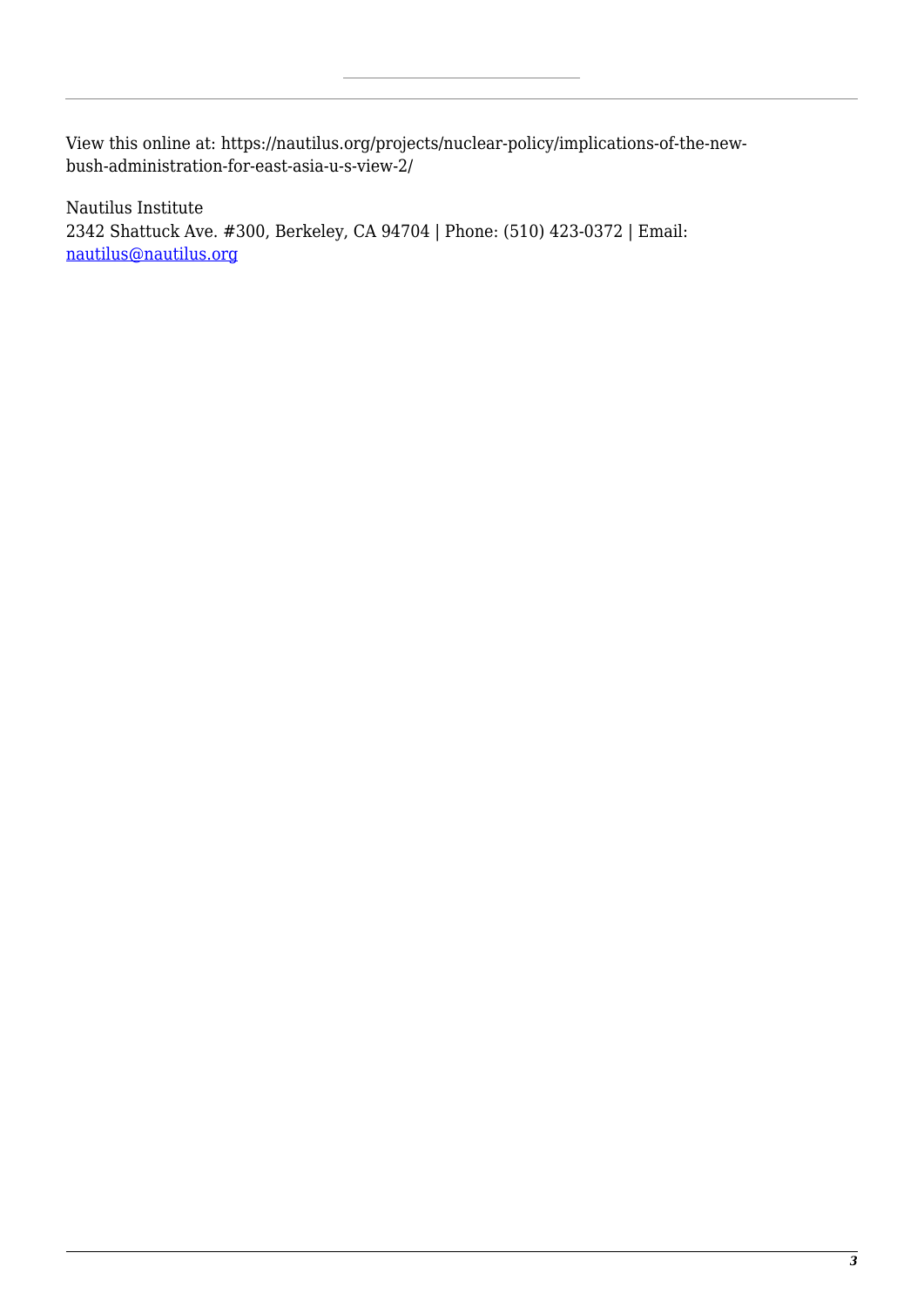View this online at: https://nautilus.org/projects/nuclear-policy/implications-of-the-new-bush-administration-for-east-asia-u-s-view-2/

Nautilus Institute
2342 Shattuck Ave. #300, Berkeley, CA 94704 | Phone: (510) 423-0372 | Email: nautilus@nautilus.org